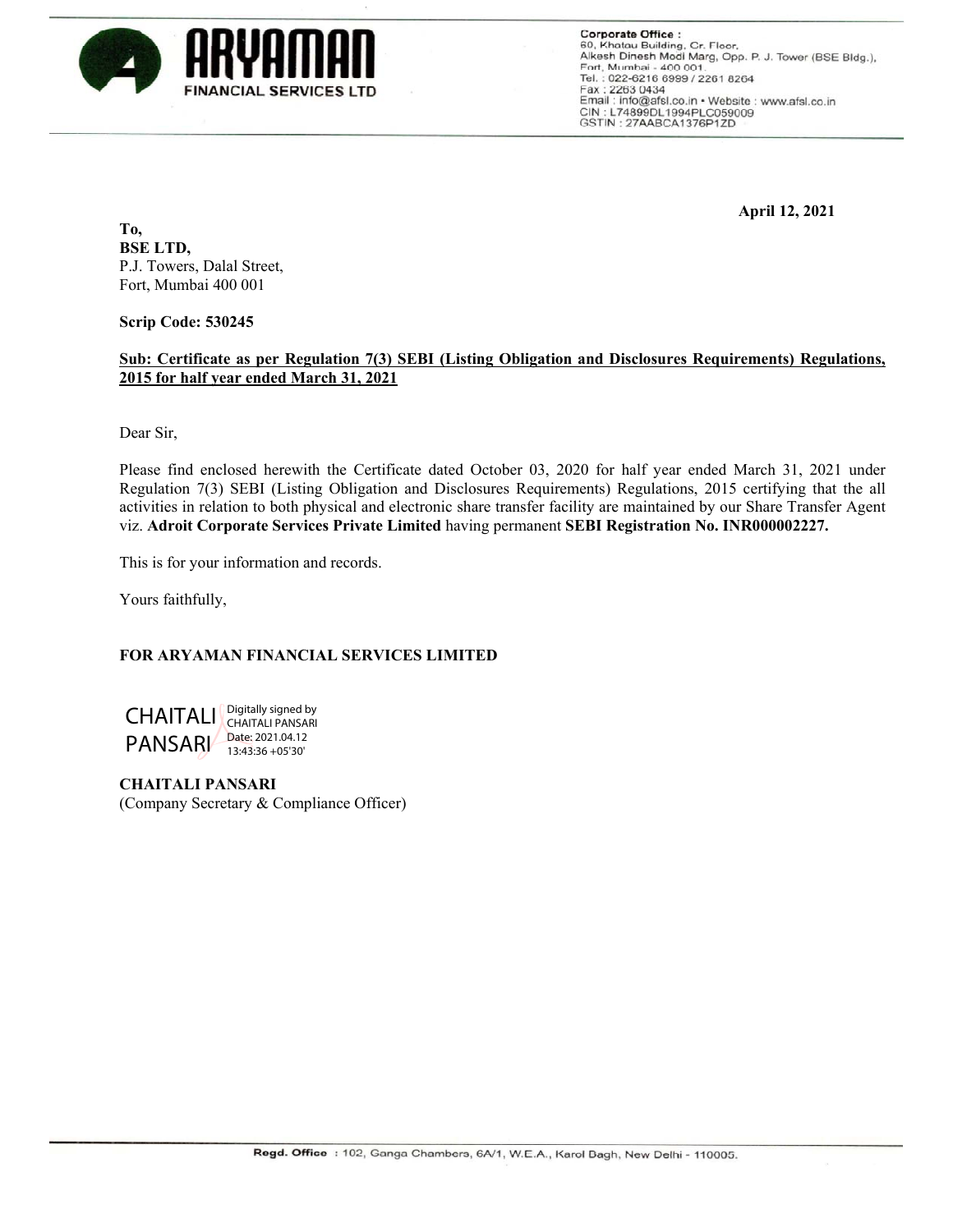**ARYAMAN FINANCIAL SERVICES LTD**

**Corporate Office :**
60, Khatau Building, Gr. Floor,
Alkesh Dinesh Modi Marg, Opp. P. J. Tower (BSE Bldg.),
Fort, Mumbai - 400 001.
Tel. : 022-6216 6999 / 2261 8264
Fax : 2263 0434
Email : info@afsl.co.in • Website : www.afsl.co.in
CIN : L74899DL1994PLC059009
GSTIN : 27AABCA1376P1ZD

**April 12, 2021**

**To,**
**BSE LTD,**
P.J. Towers, Dalal Street,
Fort, Mumbai 400 001

**Scrip Code: 530245**

**Sub: Certificate as per Regulation 7(3) SEBI (Listing Obligation and Disclosures Requirements) Regulations, 2015 for half year ended March 31, 2021**

Dear Sir,

Please find enclosed herewith the Certificate dated October 03, 2020 for half year ended March 31, 2021 under Regulation 7(3) SEBI (Listing Obligation and Disclosures Requirements) Regulations, 2015 certifying that the all activities in relation to both physical and electronic share transfer facility are maintained by our Share Transfer Agent viz. **Adroit Corporate Services Private Limited** having permanent **SEBI Registration No. INR000002227.**

This is for your information and records.

Yours faithfully,

**FOR ARYAMAN FINANCIAL SERVICES LIMITED**

CHAITALI PANSARI
Digitally signed by CHAITALI PANSARI
Date: 2021.04.12 13:43:36 +05'30'

**CHAITALI PANSARI**
(Company Secretary & Compliance Officer)

**Regd. Office** : 102, Ganga Chambers, 6A/1, W.E.A., Karol Bagh, New Delhi - 110005.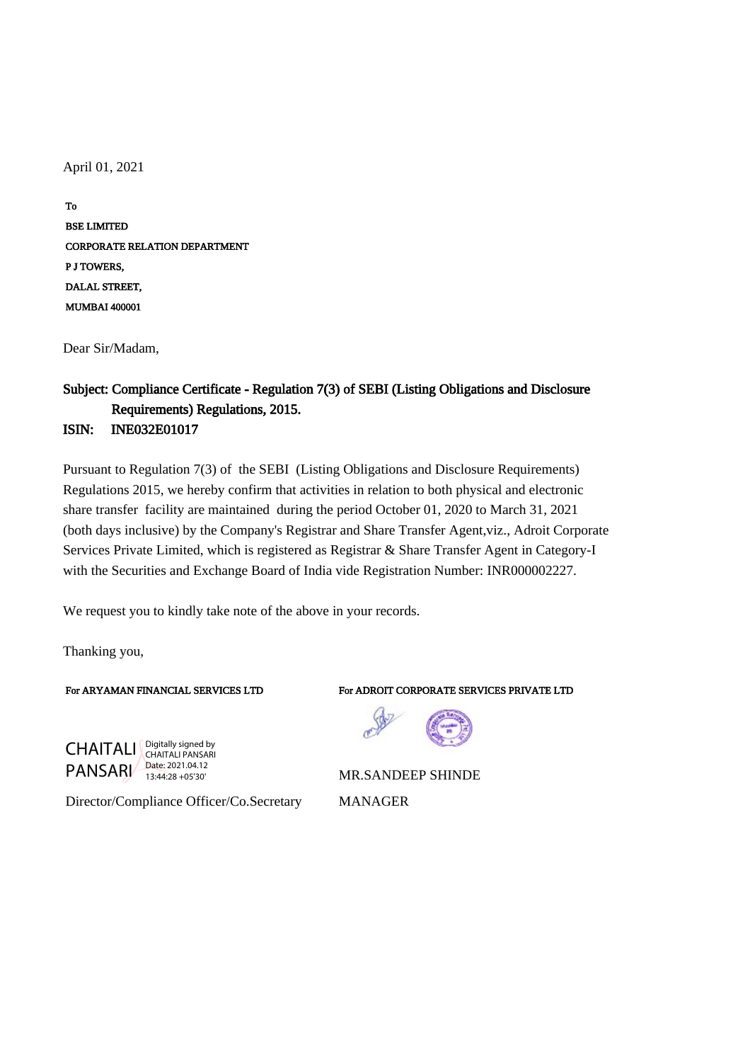April 01, 2021

**To**

**BSE LIMITED**

**CORPORATE RELATION DEPARTMENT**

**P J TOWERS,**

**DALAL STREET,**

**MUMBAI 400001**

Dear Sir/Madam,

**Subject: Compliance Certificate - Regulation 7(3) of SEBI (Listing Obligations and Disclosure Requirements) Regulations, 2015.**

**ISIN: INE032E01017**

Pursuant to Regulation 7(3) of the SEBI (Listing Obligations and Disclosure Requirements) Regulations 2015, we hereby confirm that activities in relation to both physical and electronic share transfer facility are maintained during the period October 01, 2020 to March 31, 2021 (both days inclusive) by the Company's Registrar and Share Transfer Agent,viz., Adroit Corporate Services Private Limited, which is registered as Registrar & Share Transfer Agent in Category-I with the Securities and Exchange Board of India vide Registration Number: INR000002227.

We request you to kindly take note of the above in your records.

Thanking you,

**For ARYAMAN FINANCIAL SERVICES LTD**

CHAITALI PANSARI

Digitally signed by CHAITALI PANSARI
Date: 2021.04.12 13:44:28 +05'30'

Director/Compliance Officer/Co.Secretary

**For ADROIT CORPORATE SERVICES PRIVATE LTD**

MR.SANDEEP SHINDE

MANAGER